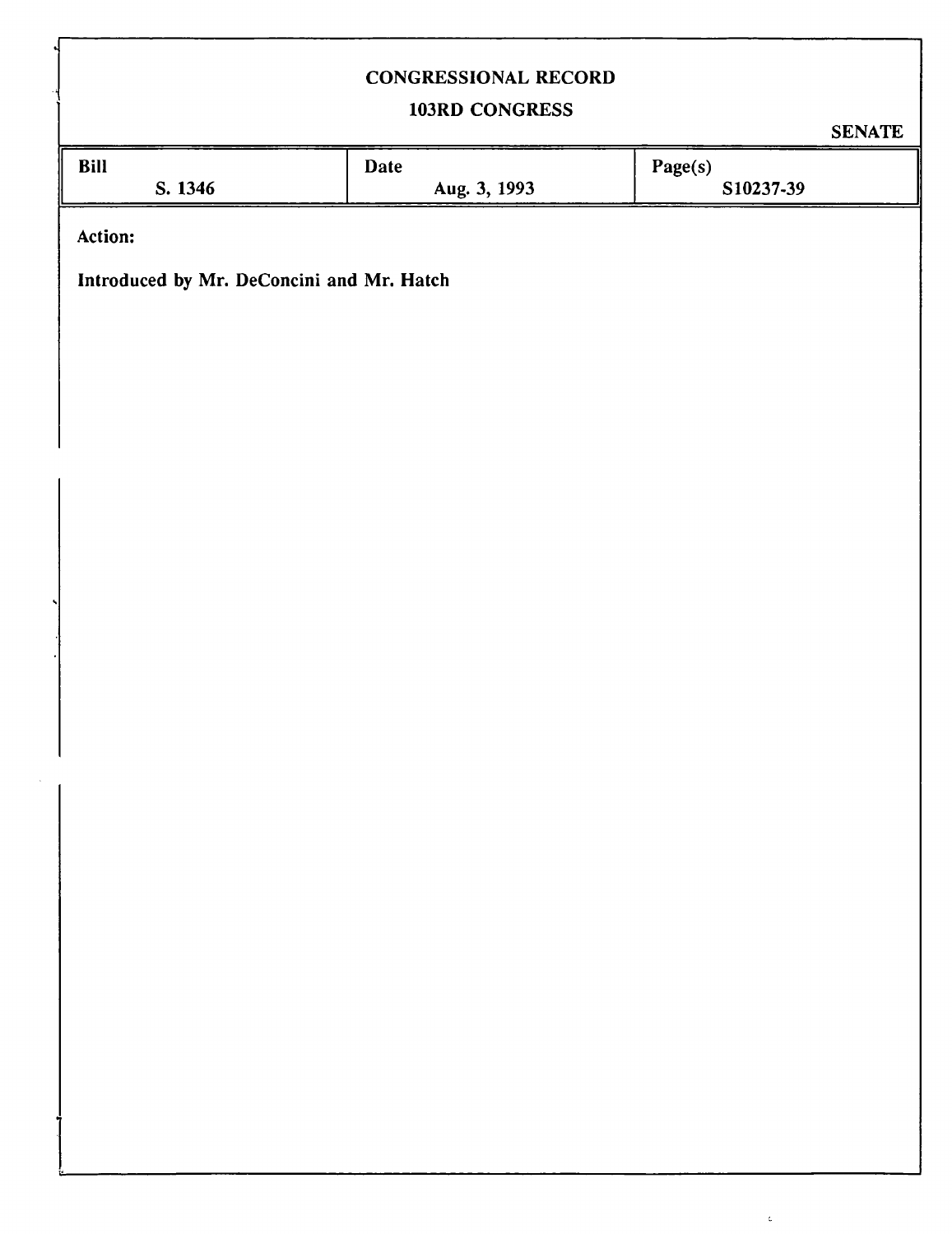CONGRESSIONAL RECORD

103RD CONGRESS

SENATE

| Bill | Date | Page(s) |
| --- | --- | --- |
| S. 1346 | Aug. 3, 1993 | S10237-39 |

**Action:**

**Introduced by Mr. DeConcini and Mr. Hatch**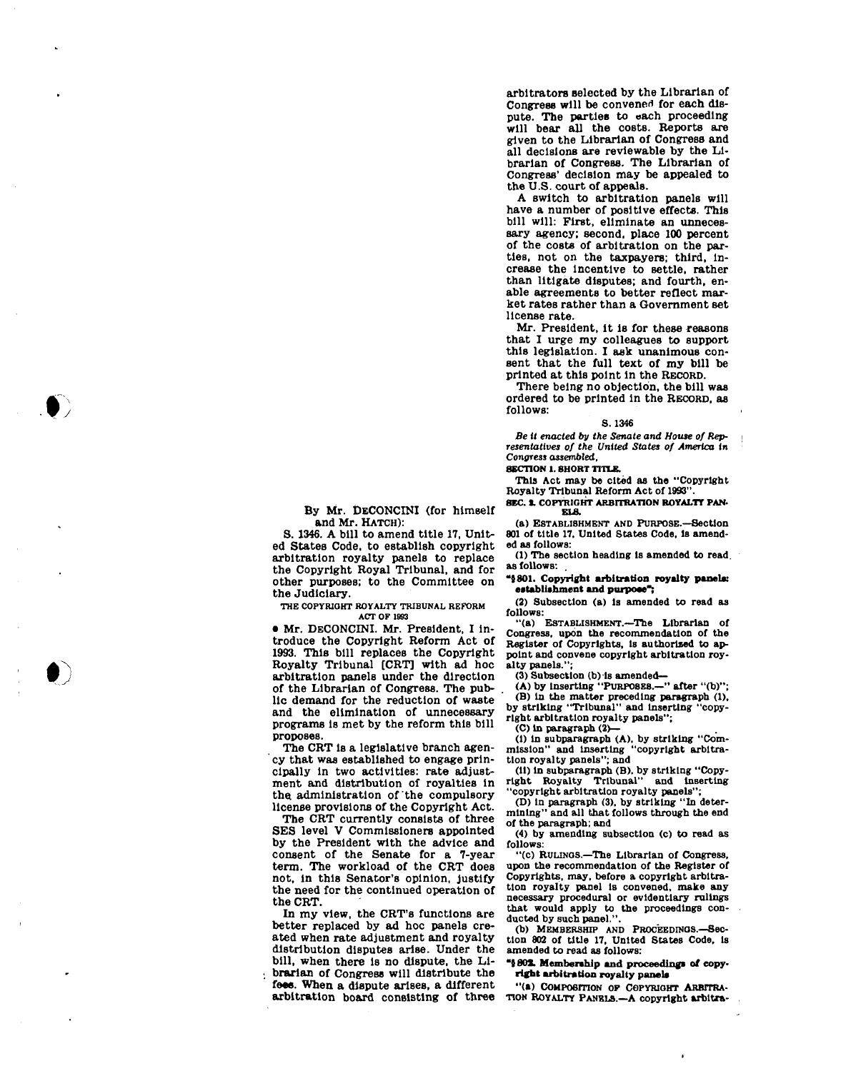By Mr. DECONCINI (for himself and Mr. HATCH):

S. 1346. A bill to amend title 17, United States Code, to establish copyright arbitration royalty panels to replace the Copyright Royal Tribunal, and for other purposes; to the Committee on the Judiciary.

THE COPYRIGHT ROYALTY TRIBUNAL REFORM ACT OF 1993

• Mr. DECONCINI. Mr. President, I introduce the Copyright Reform Act of 1993. This bill replaces the Copyright Royalty Tribunal [CRT] with ad hoc arbitration panels under the direction of the Librarian of Congress. The public demand for the reduction of waste and the elimination of unnecessary programs is met by the reform this bill proposes.

The CRT is a legislative branch agency that was established to engage principally in two activities: rate adjustment and distribution of royalties in the administration of the compulsory license provisions of the Copyright Act.

The CRT currently consists of three SES level V Commissioners appointed by the President with the advice and consent of the Senate for a 7-year term. The workload of the CRT does not, in this Senator's opinion, justify the need for the continued operation of the CRT.

In my view, the CRT's functions are better replaced by ad hoc panels created when rate adjustment and royalty distribution disputes arise. Under the bill, when there is no dispute, the Librarian of Congress will distribute the fees. When a dispute arises, a different arbitration board consisting of three arbitrators selected by the Librarian of Congress will be convened for each dispute. The parties to each proceeding will bear all the costs. Reports are given to the Librarian of Congress and all decisions are reviewable by the Librarian of Congress. The Librarian of Congress' decision may be appealed to the U.S. court of appeals.

A switch to arbitration panels will have a number of positive effects. This bill will: First, eliminate an unnecessary agency; second, place 100 percent of the costs of arbitration on the parties, not on the taxpayers; third, increase the incentive to settle, rather than litigate disputes; and fourth, enable agreements to better reflect market rates rather than a Government set license rate.

Mr. President, it is for these reasons that I urge my colleagues to support this legislation. I ask unanimous consent that the full text of my bill be printed at this point in the RECORD.

There being no objection, the bill was ordered to be printed in the RECORD, as follows:

S. 1346

*Be it enacted by the Senate and House of Representatives of the United States of America in Congress assembled,*

**SECTION 1. SHORT TITLE.**

This Act may be cited as the "Copyright Royalty Tribunal Reform Act of 1993".

**SEC. 2. COPYRIGHT ARBITRATION ROYALTY PANELS.**

(a) ESTABLISHMENT AND PURPOSE.—Section 801 of title 17, United States Code, is amended as follows:

(1) The section heading is amended to read as follows:

"**§ 801. Copyright arbitration royalty panels: establishment and purpose**";

(2) Subsection (a) is amended to read as follows:

"(a) ESTABLISHMENT.—The Librarian of Congress, upon the recommendation of the Register of Copyrights, is authorized to appoint and convene copyright arbitration royalty panels.";

(3) Subsection (b) is amended—

(A) by inserting "PURPOSES.—" after "(b)";

(B) in the matter preceding paragraph (1), by striking "Tribunal" and inserting "copyright arbitration royalty panels";

(C) in paragraph (2)—

(i) in subparagraph (A), by striking "Commission" and inserting "copyright arbitration royalty panels"; and

(ii) in subparagraph (B), by striking "Copyright Royalty Tribunal" and inserting "copyright arbitration royalty panels";

(D) in paragraph (3), by striking "In determining" and all that follows through the end of the paragraph; and

(4) by amending subsection (c) to read as follows:

"(c) RULINGS.—The Librarian of Congress, upon the recommendation of the Register of Copyrights, may, before a copyright arbitration royalty panel is convened, make any necessary procedural or evidentiary rulings that would apply to the proceedings conducted by such panel.".

(b) MEMBERSHIP AND PROCEEDINGS.—Section 802 of title 17, United States Code, is amended to read as follows:

"**§ 802. Membership and proceedings of copyright arbitration royalty panels**

"(a) COMPOSITION OF COPYRIGHT ARBITRATION ROYALTY PANELS.—A copyright arbitra-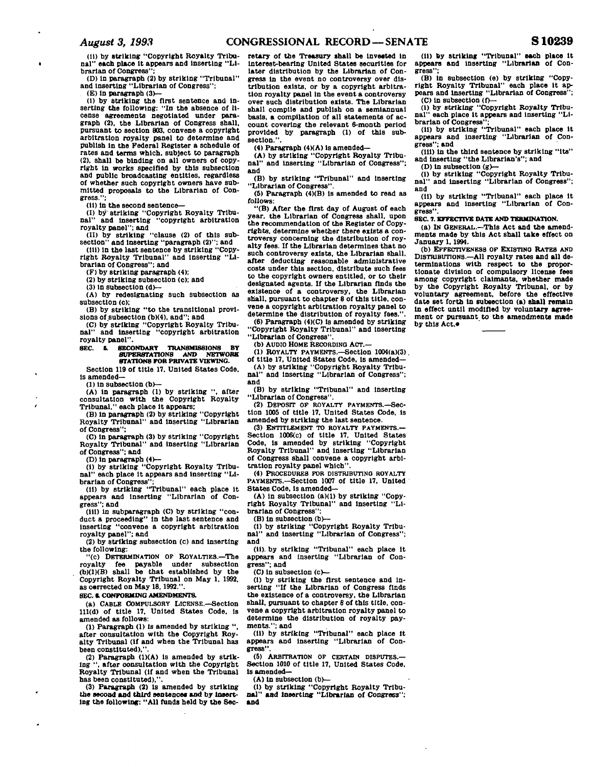(ii) by striking "Copyright Royalty Tribunal" each place it appears and inserting "Librarian of Congress";

(D) in paragraph (2) by striking "Tribunal" and inserting "Librarian of Congress";

(E) in paragraph (3)—

(i) by striking the first sentence and inserting the following: "In the absence of license agreements negotiated under paragraph (2), the Librarian of Congress shall, pursuant to section 803, convene a copyright arbitration royalty panel to determine and publish in the Federal Register a schedule of rates and terms which, subject to paragraph (2), shall be binding on all owners of copyright in works specified by this subsection and public broadcasting entities, regardless of whether such copyright owners have submitted proposals to the Librarian of Congress.";

(ii) in the second sentence—

(I) by striking "Copyright Royalty Tribunal" and inserting "copyright arbitration royalty panel"; and

(II) by striking "clause (2) of this subsection" and inserting "paragraph (2)"; and

(iii) in the last sentence by striking "Copyright Royalty Tribunal" and inserting "Librarian of Congress"; and

(F) by striking paragraph (4);

(2) by striking subsection (c); and

(3) in subsection (d)—

(A) by redesignating such subsection as subsection (c);

(B) by striking "to the transitional provisions of subsection (b)(4), and"; and

(C) by striking "Copyright Royalty Tribunal" and inserting "copyright arbitration royalty panel".

**SEC. 5. SECONDARY TRANSMISSIONS BY SUPERSTATIONS AND NETWORK STATIONS FOR PRIVATE VIEWING.**

Section 119 of title 17, United States Code, is amended—

(1) in subsection (b)—

(A) in paragraph (1) by striking ", after consultation with the Copyright Royalty Tribunal," each place it appears;

(B) in paragraph (2) by striking "Copyright Royalty Tribunal" and inserting "Librarian of Congress";

(C) in paragraph (3) by striking "Copyright Royalty Tribunal" and inserting "Librarian of Congress"; and

(D) in paragraph (4)—

(i) by striking "Copyright Royalty Tribunal" each place it appears and inserting "Librarian of Congress";

(ii) by striking "Tribunal" each place it appears and inserting "Librarian of Congress"; and

(iii) in subparagraph (C) by striking "conduct a proceeding" in the last sentence and inserting "convene a copyright arbitration royalty panel"; and

(2) by striking subsection (c) and inserting the following:

"(c) DETERMINATION OF ROYALTIES.—The royalty fee payable under subsection (b)(1)(B) shall be that established by the Copyright Royalty Tribunal on May 1, 1992, as corrected on May 18, 1992.".

**SEC. 6. CONFORMING AMENDMENTS.**

(a) CABLE COMPULSORY LICENSE.—Section 111(d) of title 17, United States Code, is amended as follows:

(1) Paragraph (1) is amended by striking ", after consultation with the Copyright Royalty Tribunal (if and when the Tribunal has been constituted),".

(2) Paragraph (1)(A) is amended by striking ", after consultation with the Copyright Royalty Tribunal (if and when the Tribunal has been constituted),".

(3) Paragraph (2) is amended by striking the second and third sentences and by inserting the following: "All funds held by the Secretary of the Treasury shall be invested in interest-bearing United States securities for later distribution by the Librarian of Congress in the event no controversy over distribution exists, or by a copyright arbitration royalty panel in the event a controversy over such distribution exists. The Librarian shall compile and publish on a semiannual basis, a compilation of all statements of account covering the relevant 6-month period provided by paragraph (1) of this subsection.".

(4) Paragraph (4)(A) is amended—

(A) by striking "Copyright Royalty Tribunal" and inserting "Librarian of Congress"; and

(B) by striking "Tribunal" and inserting "Librarian of Congress".

(5) Paragraph (4)(B) is amended to read as follows:

"(B) After the first day of August of each year, the Librarian of Congress shall, upon the recommendation of the Register of Copyrights, determine whether there exists a controversy concerning the distribution of royalty fees. If the Librarian determines that no such controversy exists, the Librarian shall, after deducting reasonable administrative costs under this section, distribute such fees to the copyright owners entitled, or to their designated agents. If the Librarian finds the existence of a controversy, the Librarian shall, pursuant to chapter 8 of this title, convene a copyright arbitration royalty panel to determine the distribution of royalty fees.".

(6) Paragraph (4)(C) is amended by striking "Copyright Royalty Tribunal" and inserting "Librarian of Congress".

(b) AUDIO HOME RECORDING ACT.—

(1) ROYALTY PAYMENTS.—Section 1004(a)(3) of title 17, United States Code, is amended—

(A) by striking "Copyright Royalty Tribunal" and inserting "Librarian of Congress"; and

(B) by striking "Tribunal" and inserting "Librarian of Congress".

(2) DEPOSIT OF ROYALTY PAYMENTS.—Section 1005 of title 17, United States Code, is amended by striking the last sentence.

(3) ENTITLEMENT TO ROYALTY PAYMENTS.—Section 1006(c) of title 17, United States Code, is amended by striking "Copyright Royalty Tribunal" and inserting "Librarian of Congress shall convene a copyright arbitration royalty panel which".

(4) PROCEDURES FOR DISTRIBUTING ROYALTY PAYMENTS.—Section 1007 of title 17, United States Code, is amended—

(A) in subsection (a)(1) by striking "Copyright Royalty Tribunal" and inserting "Librarian of Congress";

(B) in subsection (b)—

(i) by striking "Copyright Royalty Tribunal" and inserting "Librarian of Congress"; and

(ii) by striking "Tribunal" each place it appears and inserting "Librarian of Congress"; and

(C) in subsection (c)—

(i) by striking the first sentence and inserting "If the Librarian of Congress finds the existence of a controversy, the Librarian shall, pursuant to chapter 8 of this title, convene a copyright arbitration royalty panel to determine the distribution of royalty payments."; and

(ii) by striking "Tribunal" each place it appears and inserting "Librarian of Congress".

(5) ARBITRATION OF CERTAIN DISPUTES.—Section 1010 of title 17, United States Code, is amended—

(A) in subsection (b)—

(i) by striking "Copyright Royalty Tribunal" and inserting "Librarian of Congress"; and

(ii) by striking "Tribunal" each place it appears and inserting "Librarian of Congress";

(B) in subsection (e) by striking "Copyright Royalty Tribunal" each place it appears and inserting "Librarian of Congress";

(C) in subsection (f)—

(i) by striking "Copyright Royalty Tribunal" each place it appears and inserting "Librarian of Congress";

(ii) by striking "Tribunal" each place it appears and inserting "Librarian of Congress"; and

(iii) in the third sentence by striking "its" and inserting "the Librarian's"; and

(D) in subsection (g)—

(i) by striking "Copyright Royalty Tribunal" and inserting "Librarian of Congress"; and

(ii) by striking "Tribunal" each place it appears and inserting "Librarian of Congress".

**SEC. 7. EFFECTIVE DATE AND TERMINATION.**

(a) IN GENERAL.—This Act and the amendments made by this Act shall take effect on January 1, 1994.

(b) EFFECTIVENESS OF EXISTING RATES AND DISTRIBUTIONS.—All royalty rates and all determinations with respect to the proportionate division of compulsory license fees among copyright claimants, whether made by the Copyright Royalty Tribunal, or by voluntary agreement, before the effective date set forth in subsection (a) shall remain in effect until modified by voluntary agreement or pursuant to the amendments made by this Act.●